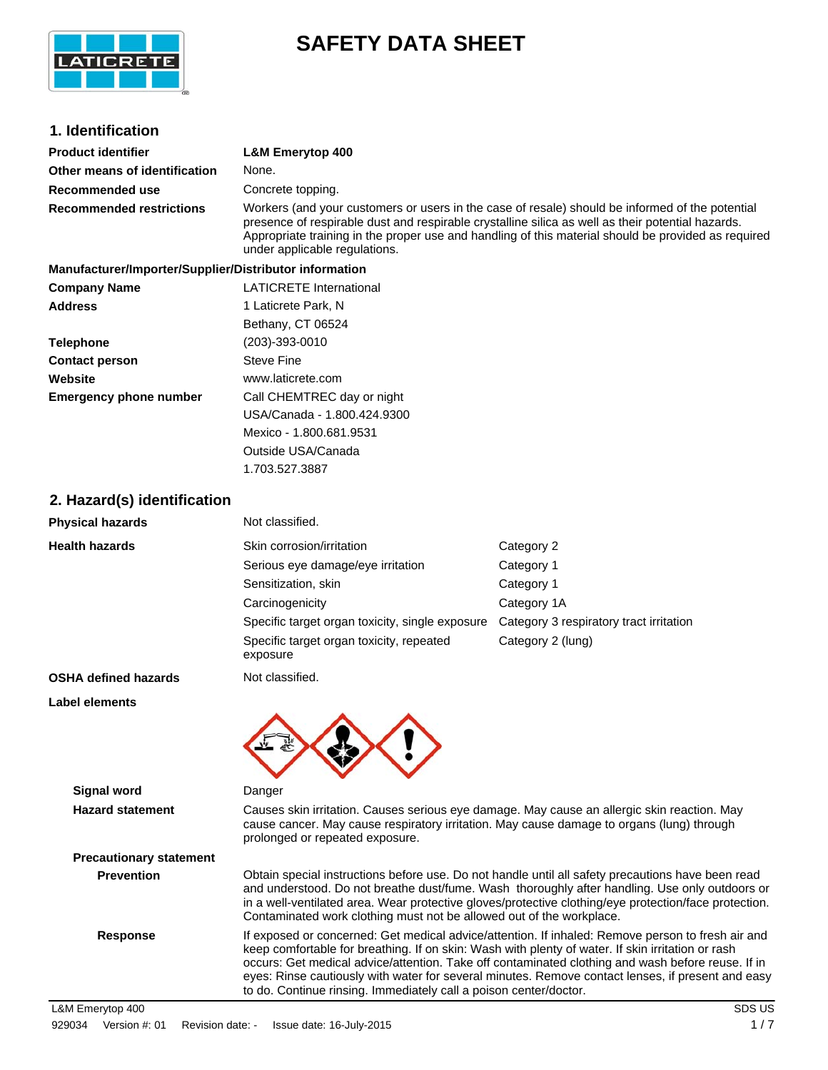# SAFETY DATA SHEET

## 1. Identification

| | |
|---|---|
| **Product identifier** | **L&M Emerytop 400** |
| **Other means of identification** | None. |
| **Recommended use** | Concrete topping. |
| **Recommended restrictions** | Workers (and your customers or users in the case of resale) should be informed of the potential presence of respirable dust and respirable crystalline silica as well as their potential hazards. Appropriate training in the proper use and handling of this material should be provided as required under applicable regulations. |

**Manufacturer/Importer/Supplier/Distributor information**

| | |
|---|---|
| **Company Name** | LATICRETE International |
| **Address** | 1 Laticrete Park, N<br>Bethany, CT 06524 |
| **Telephone** | (203)-393-0010 |
| **Contact person** | Steve Fine |
| **Website** | www.laticrete.com |
| **Emergency phone number** | Call CHEMTREC day or night<br>USA/Canada - 1.800.424.9300<br>Mexico - 1.800.681.9531<br>Outside USA/Canada<br>1.703.527.3887 |

## 2. Hazard(s) identification

**Physical hazards** Not classified.

**Health hazards**

| | |
|---|---|
| Skin corrosion/irritation | Category 2 |
| Serious eye damage/eye irritation | Category 1 |
| Sensitization, skin | Category 1 |
| Carcinogenicity | Category 1A |
| Specific target organ toxicity, single exposure | Category 3 respiratory tract irritation |
| Specific target organ toxicity, repeated exposure | Category 2 (lung) |

**OSHA defined hazards** Not classified.

**Label elements**

**Signal word** Danger

**Hazard statement** Causes skin irritation. Causes serious eye damage. May cause an allergic skin reaction. May cause cancer. May cause respiratory irritation. May cause damage to organs (lung) through prolonged or repeated exposure.

**Precautionary statement**

**Prevention** Obtain special instructions before use. Do not handle until all safety precautions have been read and understood. Do not breathe dust/fume. Wash thoroughly after handling. Use only outdoors or in a well-ventilated area. Wear protective gloves/protective clothing/eye protection/face protection. Contaminated work clothing must not be allowed out of the workplace.

**Response** If exposed or concerned: Get medical advice/attention. If inhaled: Remove person to fresh air and keep comfortable for breathing. If on skin: Wash with plenty of water. If skin irritation or rash occurs: Get medical advice/attention. Take off contaminated clothing and wash before reuse. If in eyes: Rinse cautiously with water for several minutes. Remove contact lenses, if present and easy to do. Continue rinsing. Immediately call a poison center/doctor.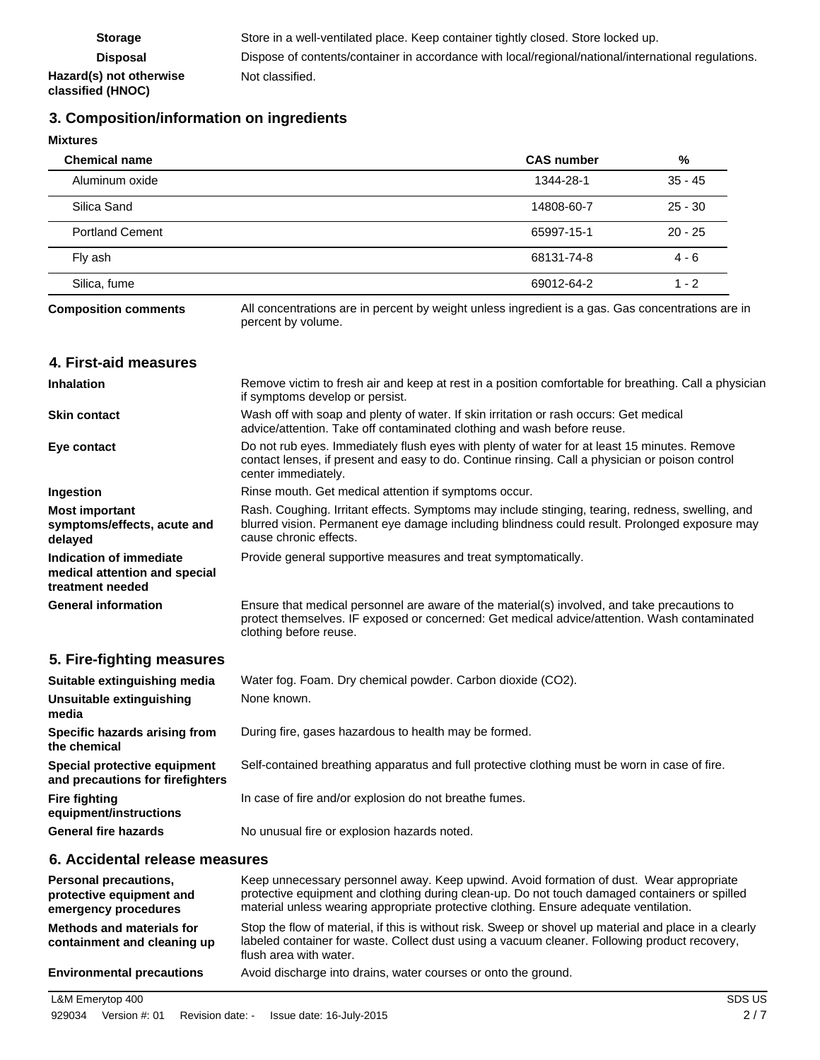| | |
|---|---|
| **Storage** | Store in a well-ventilated place. Keep container tightly closed. Store locked up. |
| **Disposal** | Dispose of contents/container in accordance with local/regional/national/international regulations. |
| **Hazard(s) not otherwise classified (HNOC)** | Not classified. |

## 3. Composition/information on ingredients

**Mixtures**

| Chemical name | CAS number | % |
|---|---|---|
| Aluminum oxide | 1344-28-1 | 35 - 45 |
| Silica Sand | 14808-60-7 | 25 - 30 |
| Portland Cement | 65997-15-1 | 20 - 25 |
| Fly ash | 68131-74-8 | 4 - 6 |
| Silica, fume | 69012-64-2 | 1 - 2 |

**Composition comments** All concentrations are in percent by weight unless ingredient is a gas. Gas concentrations are in percent by volume.

## 4. First-aid measures

| | |
|---|---|
| **Inhalation** | Remove victim to fresh air and keep at rest in a position comfortable for breathing. Call a physician if symptoms develop or persist. |
| **Skin contact** | Wash off with soap and plenty of water. If skin irritation or rash occurs: Get medical advice/attention. Take off contaminated clothing and wash before reuse. |
| **Eye contact** | Do not rub eyes. Immediately flush eyes with plenty of water for at least 15 minutes. Remove contact lenses, if present and easy to do. Continue rinsing. Call a physician or poison control center immediately. |
| **Ingestion** | Rinse mouth. Get medical attention if symptoms occur. |
| **Most important symptoms/effects, acute and delayed** | Rash. Coughing. Irritant effects. Symptoms may include stinging, tearing, redness, swelling, and blurred vision. Permanent eye damage including blindness could result. Prolonged exposure may cause chronic effects. |
| **Indication of immediate medical attention and special treatment needed** | Provide general supportive measures and treat symptomatically. |
| **General information** | Ensure that medical personnel are aware of the material(s) involved, and take precautions to protect themselves. IF exposed or concerned: Get medical advice/attention. Wash contaminated clothing before reuse. |

## 5. Fire-fighting measures

| | |
|---|---|
| **Suitable extinguishing media** | Water fog. Foam. Dry chemical powder. Carbon dioxide ($CO_2$). |
| **Unsuitable extinguishing media** | None known. |
| **Specific hazards arising from the chemical** | During fire, gases hazardous to health may be formed. |
| **Special protective equipment and precautions for firefighters** | Self-contained breathing apparatus and full protective clothing must be worn in case of fire. |
| **Fire fighting equipment/instructions** | In case of fire and/or explosion do not breathe fumes. |
| **General fire hazards** | No unusual fire or explosion hazards noted. |

## 6. Accidental release measures

| | |
|---|---|
| **Personal precautions, protective equipment and emergency procedures** | Keep unnecessary personnel away. Keep upwind. Avoid formation of dust. Wear appropriate protective equipment and clothing during clean-up. Do not touch damaged containers or spilled material unless wearing appropriate protective clothing. Ensure adequate ventilation. |
| **Methods and materials for containment and cleaning up** | Stop the flow of material, if this is without risk. Sweep or shovel up material and place in a clearly labeled container for waste. Collect dust using a vacuum cleaner. Following product recovery, flush area with water. |
| **Environmental precautions** | Avoid discharge into drains, water courses or onto the ground. |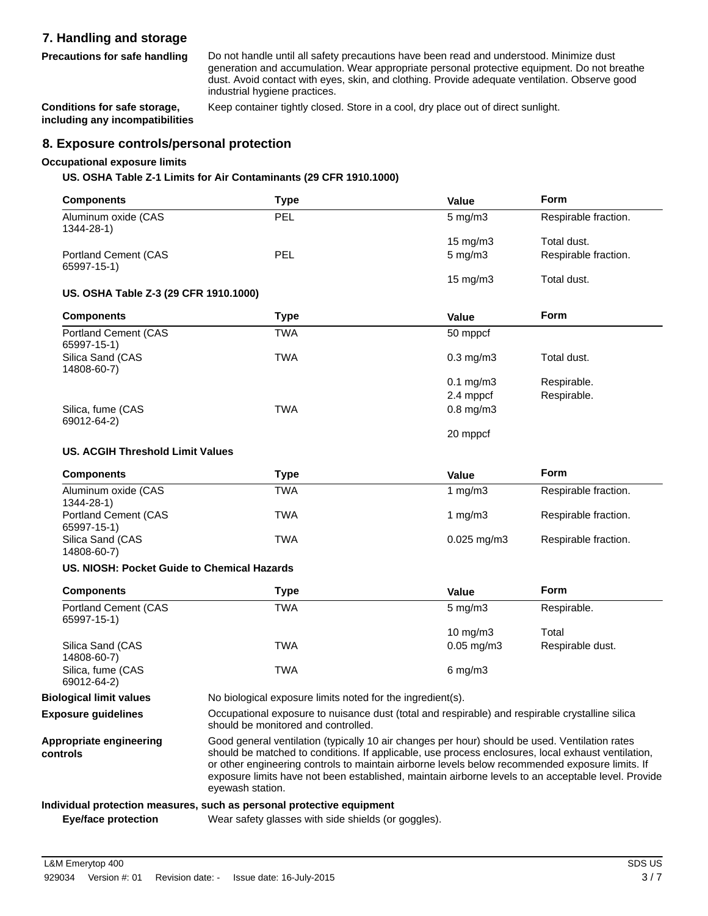## 7. Handling and storage

**Precautions for safe handling**

Do not handle until all safety precautions have been read and understood. Minimize dust generation and accumulation. Wear appropriate personal protective equipment. Do not breathe dust. Avoid contact with eyes, skin, and clothing. Provide adequate ventilation. Observe good industrial hygiene practices.

**Conditions for safe storage, including any incompatibilities**

Keep container tightly closed. Store in a cool, dry place out of direct sunlight.

## 8. Exposure controls/personal protection

**Occupational exposure limits**

**US. OSHA Table Z-1 Limits for Air Contaminants (29 CFR 1910.1000)**

| Components | Type | Value | Form |
|---|---|---|---|
| Aluminum oxide (CAS 1344-28-1) | PEL | 5 mg/m3 | Respirable fraction. |
| | | 15 mg/m3 | Total dust. |
| Portland Cement (CAS 65997-15-1) | PEL | 5 mg/m3 | Respirable fraction. |
| | | 15 mg/m3 | Total dust. |

**US. OSHA Table Z-3 (29 CFR 1910.1000)**

| Components | Type | Value | Form |
|---|---|---|---|
| Portland Cement (CAS 65997-15-1) | TWA | 50 mppcf | |
| Silica Sand (CAS 14808-60-7) | TWA | 0.3 mg/m3 | Total dust. |
| | | 0.1 mg/m3 | Respirable. |
| | | 2.4 mppcf | Respirable. |
| Silica, fume (CAS 69012-64-2) | TWA | 0.8 mg/m3 | |
| | | 20 mppcf | |

**US. ACGIH Threshold Limit Values**

| Components | Type | Value | Form |
|---|---|---|---|
| Aluminum oxide (CAS 1344-28-1) | TWA | 1 mg/m3 | Respirable fraction. |
| Portland Cement (CAS 65997-15-1) | TWA | 1 mg/m3 | Respirable fraction. |
| Silica Sand (CAS 14808-60-7) | TWA | 0.025 mg/m3 | Respirable fraction. |

**US. NIOSH: Pocket Guide to Chemical Hazards**

| Components | Type | Value | Form |
|---|---|---|---|
| Portland Cement (CAS 65997-15-1) | TWA | 5 mg/m3 | Respirable. |
| | | 10 mg/m3 | Total |
| Silica Sand (CAS 14808-60-7) | TWA | 0.05 mg/m3 | Respirable dust. |
| Silica, fume (CAS 69012-64-2) | TWA | 6 mg/m3 | |

**Biological limit values**

No biological exposure limits noted for the ingredient(s).

**Exposure guidelines**

Occupational exposure to nuisance dust (total and respirable) and respirable crystalline silica should be monitored and controlled.

**Appropriate engineering controls**

Good general ventilation (typically 10 air changes per hour) should be used. Ventilation rates should be matched to conditions. If applicable, use process enclosures, local exhaust ventilation, or other engineering controls to maintain airborne levels below recommended exposure limits. If exposure limits have not been established, maintain airborne levels to an acceptable level. Provide eyewash station.

**Individual protection measures, such as personal protective equipment**

**Eye/face protection**

Wear safety glasses with side shields (or goggles).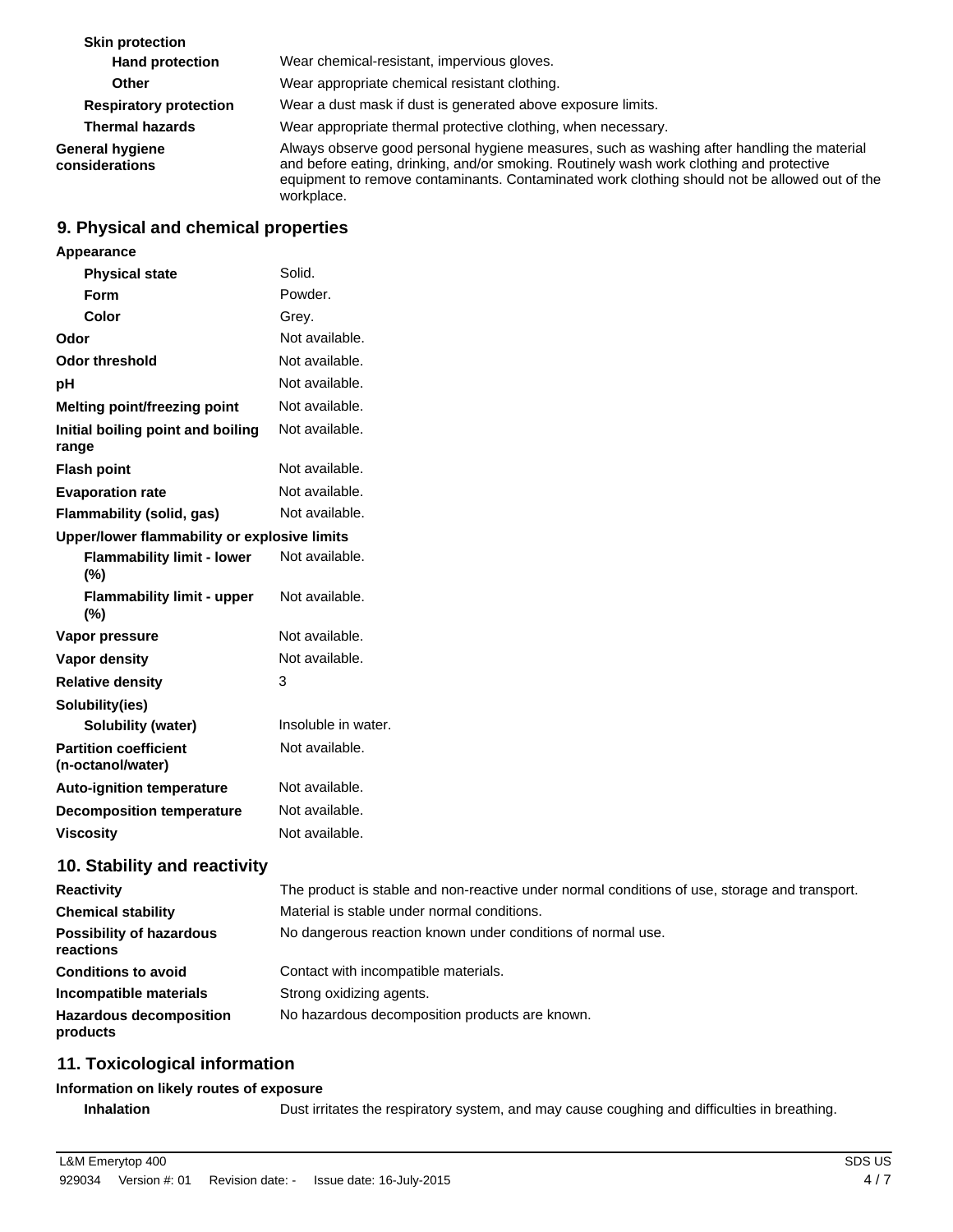**Skin protection**

| | |
|---|---|
| **Hand protection** | Wear chemical-resistant, impervious gloves. |
| **Other** | Wear appropriate chemical resistant clothing. |
| **Respiratory protection** | Wear a dust mask if dust is generated above exposure limits. |
| **Thermal hazards** | Wear appropriate thermal protective clothing, when necessary. |
| **General hygiene considerations** | Always observe good personal hygiene measures, such as washing after handling the material and before eating, drinking, and/or smoking. Routinely wash work clothing and protective equipment to remove contaminants. Contaminated work clothing should not be allowed out of the workplace. |

## 9. Physical and chemical properties

**Appearance**

| | |
|---|---|
| **Physical state** | Solid. |
| **Form** | Powder. |
| **Color** | Grey. |
| **Odor** | Not available. |
| **Odor threshold** | Not available. |
| **pH** | Not available. |
| **Melting point/freezing point** | Not available. |
| **Initial boiling point and boiling range** | Not available. |
| **Flash point** | Not available. |
| **Evaporation rate** | Not available. |
| **Flammability (solid, gas)** | Not available. |

**Upper/lower flammability or explosive limits**

| | |
|---|---|
| **Flammability limit - lower (%)** | Not available. |
| **Flammability limit - upper (%)** | Not available. |
| **Vapor pressure** | Not available. |
| **Vapor density** | Not available. |
| **Relative density** | 3 |

**Solubility(ies)**

| | |
|---|---|
| **Solubility (water)** | Insoluble in water. |
| **Partition coefficient (n-octanol/water)** | Not available. |
| **Auto-ignition temperature** | Not available. |
| **Decomposition temperature** | Not available. |
| **Viscosity** | Not available. |

## 10. Stability and reactivity

| | |
|---|---|
| **Reactivity** | The product is stable and non-reactive under normal conditions of use, storage and transport. |
| **Chemical stability** | Material is stable under normal conditions. |
| **Possibility of hazardous reactions** | No dangerous reaction known under conditions of normal use. |
| **Conditions to avoid** | Contact with incompatible materials. |
| **Incompatible materials** | Strong oxidizing agents. |
| **Hazardous decomposition products** | No hazardous decomposition products are known. |

## 11. Toxicological information

**Information on likely routes of exposure**

| | |
|---|---|
| **Inhalation** | Dust irritates the respiratory system, and may cause coughing and difficulties in breathing. |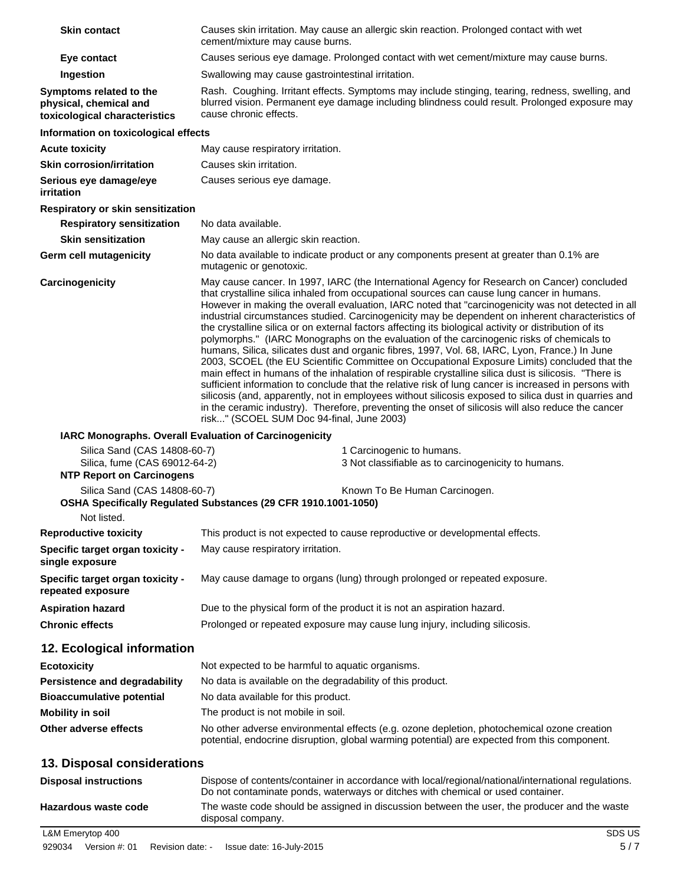| | |
|---|---|
| **Skin contact** | Causes skin irritation. May cause an allergic skin reaction. Prolonged contact with wet cement/mixture may cause burns. |
| **Eye contact** | Causes serious eye damage. Prolonged contact with wet cement/mixture may cause burns. |
| **Ingestion** | Swallowing may cause gastrointestinal irritation. |
| **Symptoms related to the physical, chemical and toxicological characteristics** | Rash. Coughing. Irritant effects. Symptoms may include stinging, tearing, redness, swelling, and blurred vision. Permanent eye damage including blindness could result. Prolonged exposure may cause chronic effects. |

**Information on toxicological effects**

| | |
|---|---|
| **Acute toxicity** | May cause respiratory irritation. |
| **Skin corrosion/irritation** | Causes skin irritation. |
| **Serious eye damage/eye irritation** | Causes serious eye damage. |

**Respiratory or skin sensitization**

| | |
|---|---|
| **Respiratory sensitization** | No data available. |
| **Skin sensitization** | May cause an allergic skin reaction. |
| **Germ cell mutagenicity** | No data available to indicate product or any components present at greater than 0.1% are mutagenic or genotoxic. |
| **Carcinogenicity** | May cause cancer. In 1997, IARC (the International Agency for Research on Cancer) concluded that crystalline silica inhaled from occupational sources can cause lung cancer in humans. However in making the overall evaluation, IARC noted that "carcinogenicity was not detected in all industrial circumstances studied. Carcinogenicity may be dependent on inherent characteristics of the crystalline silica or on external factors affecting its biological activity or distribution of its polymorphs." (IARC Monographs on the evaluation of the carcinogenic risks of chemicals to humans, Silica, silicates dust and organic fibres, 1997, Vol. 68, IARC, Lyon, France.) In June 2003, SCOEL (the EU Scientific Committee on Occupational Exposure Limits) concluded that the main effect in humans of the inhalation of respirable crystalline silica dust is silicosis. "There is sufficient information to conclude that the relative risk of lung cancer is increased in persons with silicosis (and, apparently, not in employees without silicosis exposed to silica dust in quarries and in the ceramic industry). Therefore, preventing the onset of silicosis will also reduce the cancer risk..." (SCOEL SUM Doc 94-final, June 2003) |

**IARC Monographs. Overall Evaluation of Carcinogenicity**

| | |
|---|---|
| Silica Sand (CAS 14808-60-7) | 1 Carcinogenic to humans. |
| Silica, fume (CAS 69012-64-2) | 3 Not classifiable as to carcinogenicity to humans. |

**NTP Report on Carcinogens**

| | |
|---|---|
| Silica Sand (CAS 14808-60-7) | Known To Be Human Carcinogen. |

**OSHA Specifically Regulated Substances (29 CFR 1910.1001-1050)**

Not listed.

| | |
|---|---|
| **Reproductive toxicity** | This product is not expected to cause reproductive or developmental effects. |
| **Specific target organ toxicity - single exposure** | May cause respiratory irritation. |
| **Specific target organ toxicity - repeated exposure** | May cause damage to organs (lung) through prolonged or repeated exposure. |
| **Aspiration hazard** | Due to the physical form of the product it is not an aspiration hazard. |
| **Chronic effects** | Prolonged or repeated exposure may cause lung injury, including silicosis. |

## 12. Ecological information

| | |
|---|---|
| **Ecotoxicity** | Not expected to be harmful to aquatic organisms. |
| **Persistence and degradability** | No data is available on the degradability of this product. |
| **Bioaccumulative potential** | No data available for this product. |
| **Mobility in soil** | The product is not mobile in soil. |
| **Other adverse effects** | No other adverse environmental effects (e.g. ozone depletion, photochemical ozone creation potential, endocrine disruption, global warming potential) are expected from this component. |

## 13. Disposal considerations

| | |
|---|---|
| **Disposal instructions** | Dispose of contents/container in accordance with local/regional/national/international regulations. Do not contaminate ponds, waterways or ditches with chemical or used container. |
| **Hazardous waste code** | The waste code should be assigned in discussion between the user, the producer and the waste disposal company. |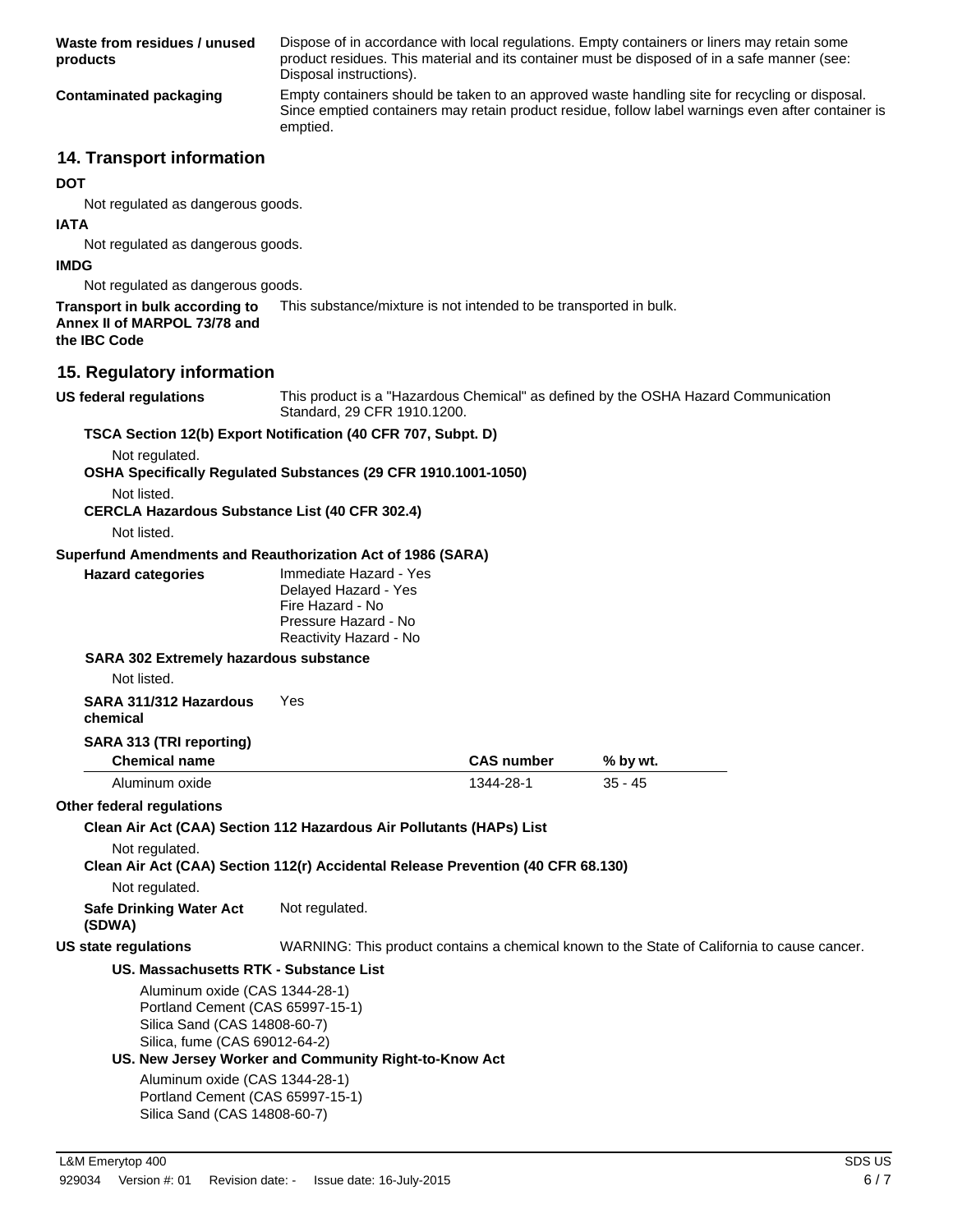**Waste from residues / unused products**
Dispose of in accordance with local regulations. Empty containers or liners may retain some product residues. This material and its container must be disposed of in a safe manner (see: Disposal instructions).

**Contaminated packaging**
Empty containers should be taken to an approved waste handling site for recycling or disposal. Since emptied containers may retain product residue, follow label warnings even after container is emptied.

## 14. Transport information

**DOT**

Not regulated as dangerous goods.

**IATA**

Not regulated as dangerous goods.

**IMDG**

Not regulated as dangerous goods.

**Transport in bulk according to Annex II of MARPOL 73/78 and the IBC Code**
This substance/mixture is not intended to be transported in bulk.

## 15. Regulatory information

**US federal regulations**
This product is a "Hazardous Chemical" as defined by the OSHA Hazard Communication Standard, 29 CFR 1910.1200.

**TSCA Section 12(b) Export Notification (40 CFR 707, Subpt. D)**

Not regulated.

**OSHA Specifically Regulated Substances (29 CFR 1910.1001-1050)**

Not listed.

**CERCLA Hazardous Substance List (40 CFR 302.4)**

Not listed.

**Superfund Amendments and Reauthorization Act of 1986 (SARA)**

**Hazard categories**
Immediate Hazard - Yes
Delayed Hazard - Yes
Fire Hazard - No
Pressure Hazard - No
Reactivity Hazard - No

**SARA 302 Extremely hazardous substance**

Not listed.

**SARA 311/312 Hazardous chemical**
Yes

**SARA 313 (TRI reporting)**

| Chemical name | CAS number | % by wt. |
|---|---|---|
| Aluminum oxide | 1344-28-1 | 35 - 45 |

**Other federal regulations**

**Clean Air Act (CAA) Section 112 Hazardous Air Pollutants (HAPs) List**

Not regulated.

**Clean Air Act (CAA) Section 112(r) Accidental Release Prevention (40 CFR 68.130)**

Not regulated.

**Safe Drinking Water Act (SDWA)**
Not regulated.

**US state regulations**
WARNING: This product contains a chemical known to the State of California to cause cancer.

**US. Massachusetts RTK - Substance List**

Aluminum oxide (CAS 1344-28-1)
Portland Cement (CAS 65997-15-1)
Silica Sand (CAS 14808-60-7)
Silica, fume (CAS 69012-64-2)

**US. New Jersey Worker and Community Right-to-Know Act**

Aluminum oxide (CAS 1344-28-1)
Portland Cement (CAS 65997-15-1)
Silica Sand (CAS 14808-60-7)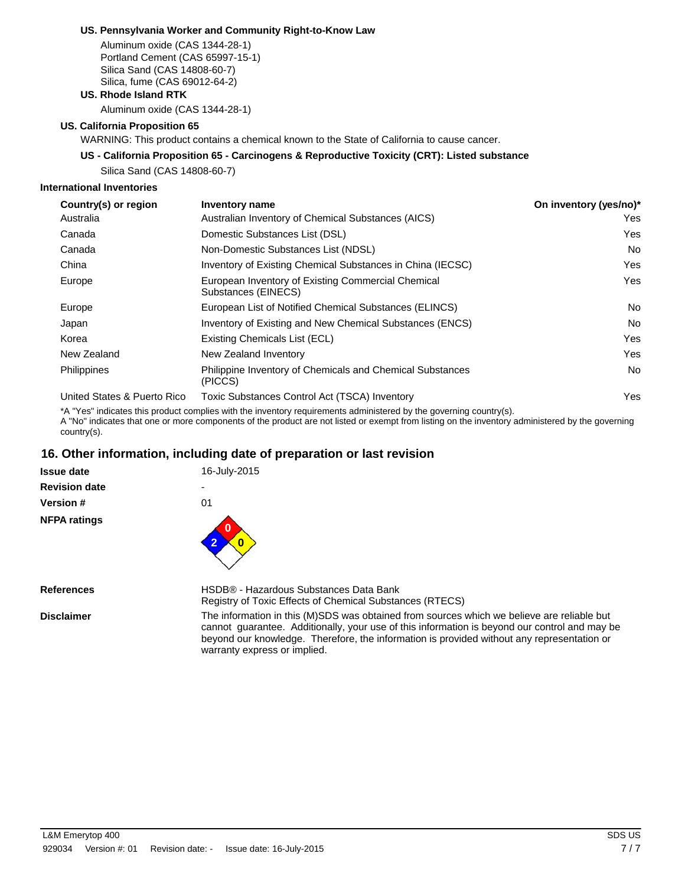**US. Pennsylvania Worker and Community Right-to-Know Law**

Aluminum oxide (CAS 1344-28-1)
Portland Cement (CAS 65997-15-1)
Silica Sand (CAS 14808-60-7)
Silica, fume (CAS 69012-64-2)

**US. Rhode Island RTK**

Aluminum oxide (CAS 1344-28-1)

**US. California Proposition 65**

WARNING: This product contains a chemical known to the State of California to cause cancer.

**US - California Proposition 65 - Carcinogens & Reproductive Toxicity (CRT): Listed substance**

Silica Sand (CAS 14808-60-7)

**International Inventories**

| Country(s) or region | Inventory name | On inventory (yes/no)* |
|---|---|---|
| Australia | Australian Inventory of Chemical Substances (AICS) | Yes |
| Canada | Domestic Substances List (DSL) | Yes |
| Canada | Non-Domestic Substances List (NDSL) | No |
| China | Inventory of Existing Chemical Substances in China (IECSC) | Yes |
| Europe | European Inventory of Existing Commercial Chemical Substances (EINECS) | Yes |
| Europe | European List of Notified Chemical Substances (ELINCS) | No |
| Japan | Inventory of Existing and New Chemical Substances (ENCS) | No |
| Korea | Existing Chemicals List (ECL) | Yes |
| New Zealand | New Zealand Inventory | Yes |
| Philippines | Philippine Inventory of Chemicals and Chemical Substances (PICCS) | No |
| United States & Puerto Rico | Toxic Substances Control Act (TSCA) Inventory | Yes |

*A "Yes" indicates this product complies with the inventory requirements administered by the governing country(s).
A "No" indicates that one or more components of the product are not listed or exempt from listing on the inventory administered by the governing country(s).

## 16. Other information, including date of preparation or last revision

**Issue date** 16-July-2015

**Revision date** -

**Version #** 01

**NFPA ratings**

0
2 0

**References** HSDB® - Hazardous Substances Data Bank
Registry of Toxic Effects of Chemical Substances (RTECS)

**Disclaimer** The information in this (M)SDS was obtained from sources which we believe are reliable but cannot guarantee. Additionally, your use of this information is beyond our control and may be beyond our knowledge. Therefore, the information is provided without any representation or warranty express or implied.